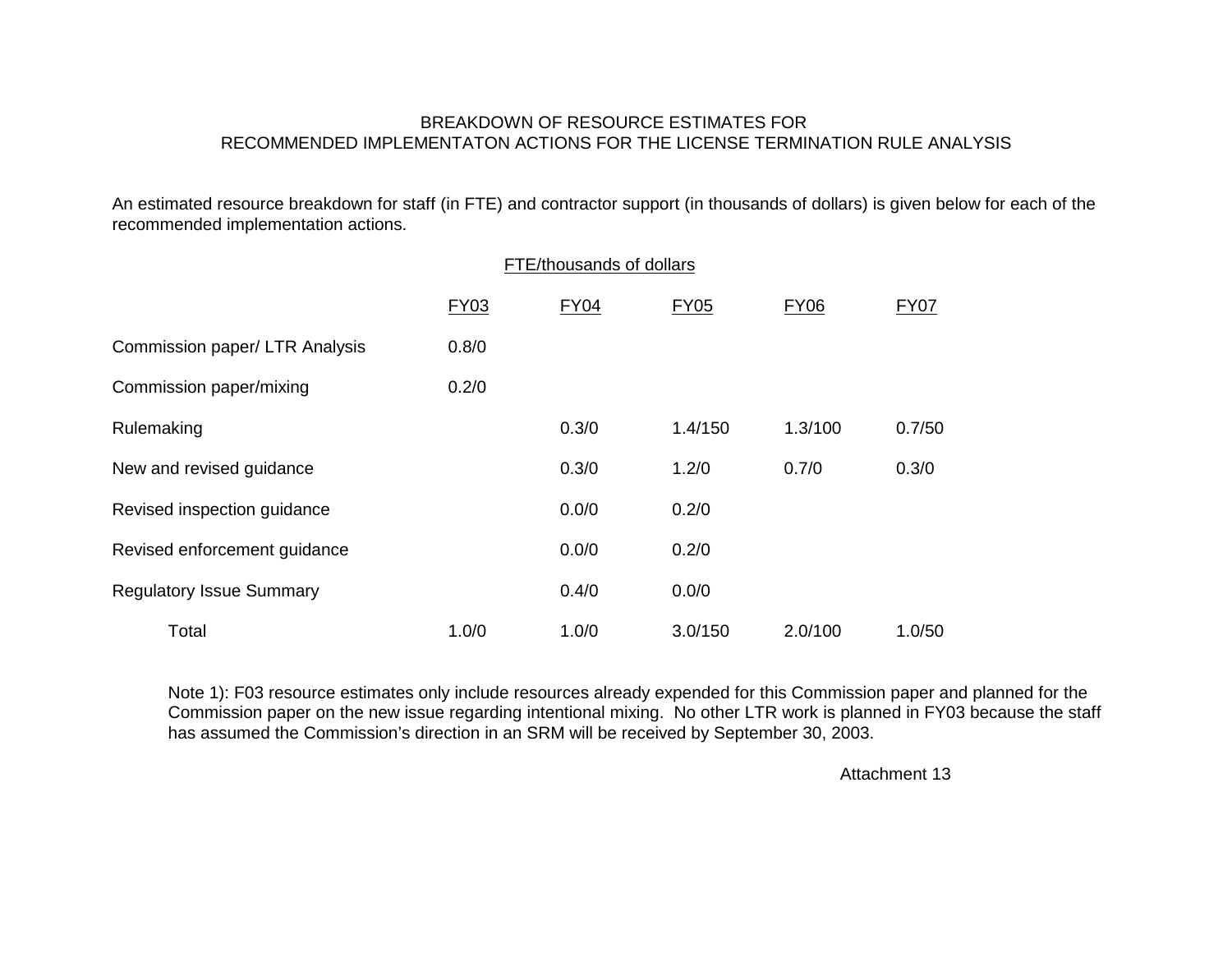# BREAKDOWN OF RESOURCE ESTIMATES FOR RECOMMENDED IMPLEMENTATON ACTIONS FOR THE LICENSE TERMINATION RULE ANALYSIS

An estimated resource breakdown for staff (in FTE) and contractor support (in thousands of dollars) is given below for each of the recommended implementation actions.

FTE/thousands of dollars

| | FY03 | FY04 | FY05 | FY06 | FY07 |
|---|---|---|---|---|---|
| Commission paper/ LTR Analysis | 0.8/0 | | | | |
| Commission paper/mixing | 0.2/0 | | | | |
| Rulemaking | | 0.3/0 | 1.4/150 | 1.3/100 | 0.7/50 |
| New and revised guidance | | 0.3/0 | 1.2/0 | 0.7/0 | 0.3/0 |
| Revised inspection guidance | | 0.0/0 | 0.2/0 | | |
| Revised enforcement guidance | | 0.0/0 | 0.2/0 | | |
| Regulatory Issue Summary | | 0.4/0 | 0.0/0 | | |
| Total | 1.0/0 | 1.0/0 | 3.0/150 | 2.0/100 | 1.0/50 |

Note 1): F03 resource estimates only include resources already expended for this Commission paper and planned for the Commission paper on the new issue regarding intentional mixing. No other LTR work is planned in FY03 because the staff has assumed the Commission's direction in an SRM will be received by September 30, 2003.

Attachment 13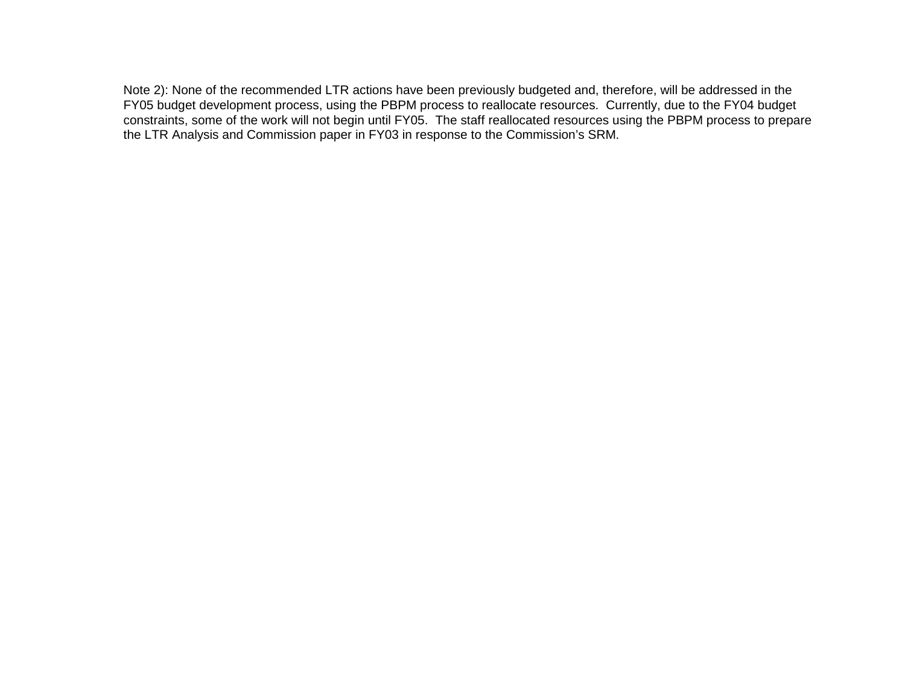Note 2): None of the recommended LTR actions have been previously budgeted and, therefore, will be addressed in the FY05 budget development process, using the PBPM process to reallocate resources. Currently, due to the FY04 budget constraints, some of the work will not begin until FY05. The staff reallocated resources using the PBPM process to prepare the LTR Analysis and Commission paper in FY03 in response to the Commission's SRM.